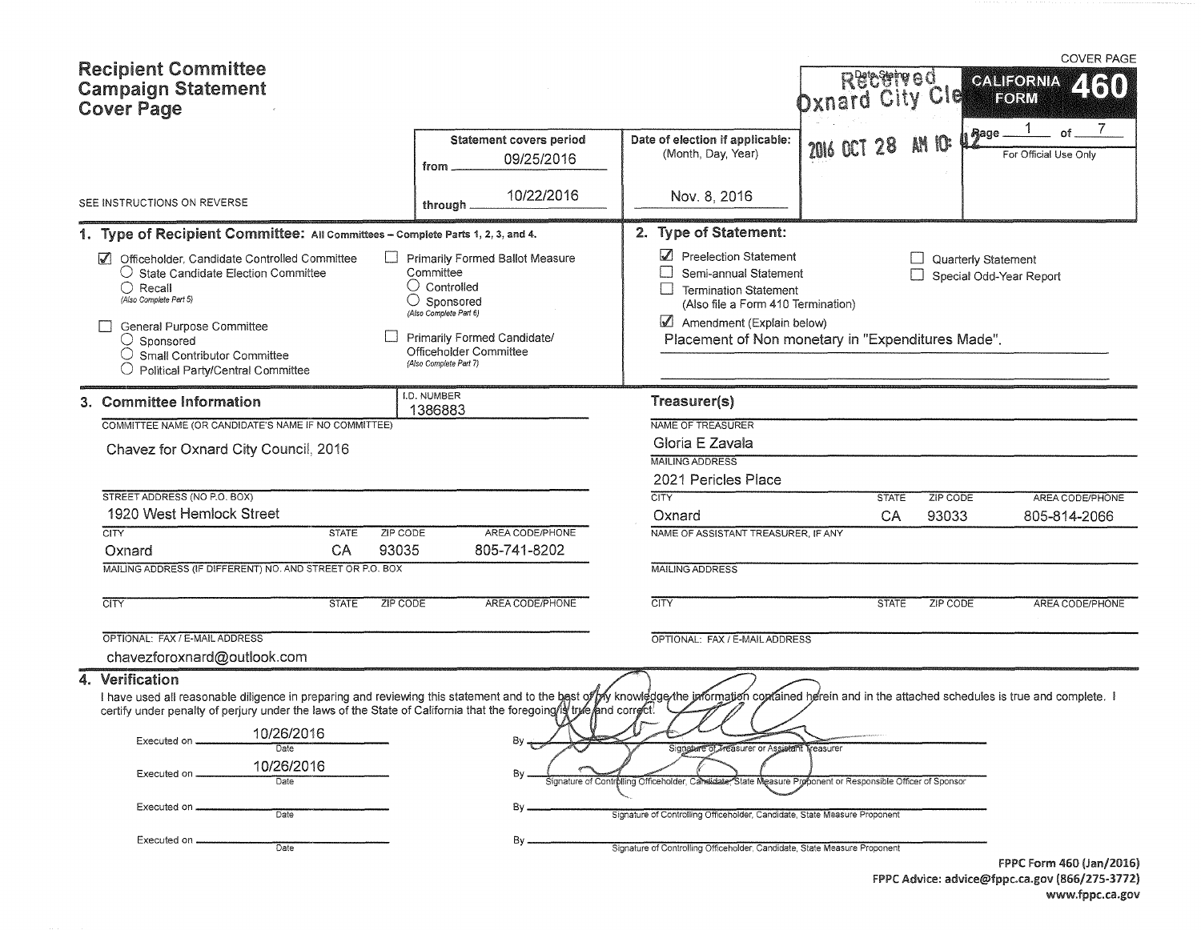COVER PAGE

# Recipient Committee Campaign Statement Cover Page

**CALIFORNIA FORM 460**

SEE INSTRUCTIONS ON REVERSE

| Statement covers period | Date of election if applicable: (Month, Day, Year) | Date Stamp | For Official Use Only |
|---|---|---|---|
| from 09/25/2016 through 10/22/2016 | Nov. 8, 2016 | Received Oxnard City Clerk 2016 OCT 28 AM 10:42 | Page 1 of 7 |

## 1. Type of Recipient Committee: All Committees – Complete Parts 1, 2, 3, and 4.

- [x] Officeholder, Candidate Controlled Committee
  - ○ State Candidate Election Committee
  - ○ Recall (Also Complete Part 5)
- [ ] General Purpose Committee
  - ○ Sponsored
  - ○ Small Contributor Committee
  - ○ Political Party/Central Committee
- [ ] Primarily Formed Ballot Measure Committee
  - ○ Controlled
  - ○ Sponsored (Also Complete Part 6)
- [ ] Primarily Formed Candidate/Officeholder Committee (Also Complete Part 7)

## 2. Type of Statement:

- [x] Preelection Statement
- [ ] Semi-annual Statement
- [ ] Termination Statement (Also file a Form 410 Termination)
- [x] Amendment (Explain below)
- [ ] Quarterly Statement
- [ ] Special Odd-Year Report

Placement of Non monetary in "Expenditures Made".

## 3. Committee Information

I.D. NUMBER: 1386883

COMMITTEE NAME (OR CANDIDATE'S NAME IF NO COMMITTEE): Chavez for Oxnard City Council, 2016

| STREET ADDRESS (NO P.O. BOX) | | | |
|---|---|---|---|
| 1920 West Hemlock Street | | | |
| **CITY** | **STATE** | **ZIP CODE** | **AREA CODE/PHONE** |
| Oxnard | CA | 93035 | 805-741-8202 |

MAILING ADDRESS (IF DIFFERENT) NO. AND STREET OR P.O. BOX:

| CITY | STATE | ZIP CODE | AREA CODE/PHONE |
|---|---|---|---|
| | | | |

OPTIONAL: FAX / E-MAIL ADDRESS: chavezforoxnard@outlook.com

### Treasurer(s)

NAME OF TREASURER: Gloria E Zavala

MAILING ADDRESS: 2021 Pericles Place

| CITY | STATE | ZIP CODE | AREA CODE/PHONE |
|---|---|---|---|
| Oxnard | CA | 93033 | 805-814-2066 |

NAME OF ASSISTANT TREASURER, IF ANY:

MAILING ADDRESS:

| CITY | STATE | ZIP CODE | AREA CODE/PHONE |
|---|---|---|---|
| | | | |

OPTIONAL: FAX / E-MAIL ADDRESS:

## 4. Verification

I have used all reasonable diligence in preparing and reviewing this statement and to the best of my knowledge the information contained herein and in the attached schedules is true and complete. I certify under penalty of perjury under the laws of the State of California that the foregoing is true and correct.

Executed on 10/26/2016 (Date) By [signature] Signature of Treasurer or Assistant Treasurer

Executed on 10/26/2016 (Date) By [signature] Signature of Controlling Officeholder, Candidate, State Measure Proponent or Responsible Officer of Sponsor

Executed on ________ (Date) By ________ Signature of Controlling Officeholder, Candidate, State Measure Proponent

Executed on ________ (Date) By ________ Signature of Controlling Officeholder, Candidate, State Measure Proponent

FPPC Form 460 (Jan/2016)
FPPC Advice: advice@fppc.ca.gov (866/275-3772)
www.fppc.ca.gov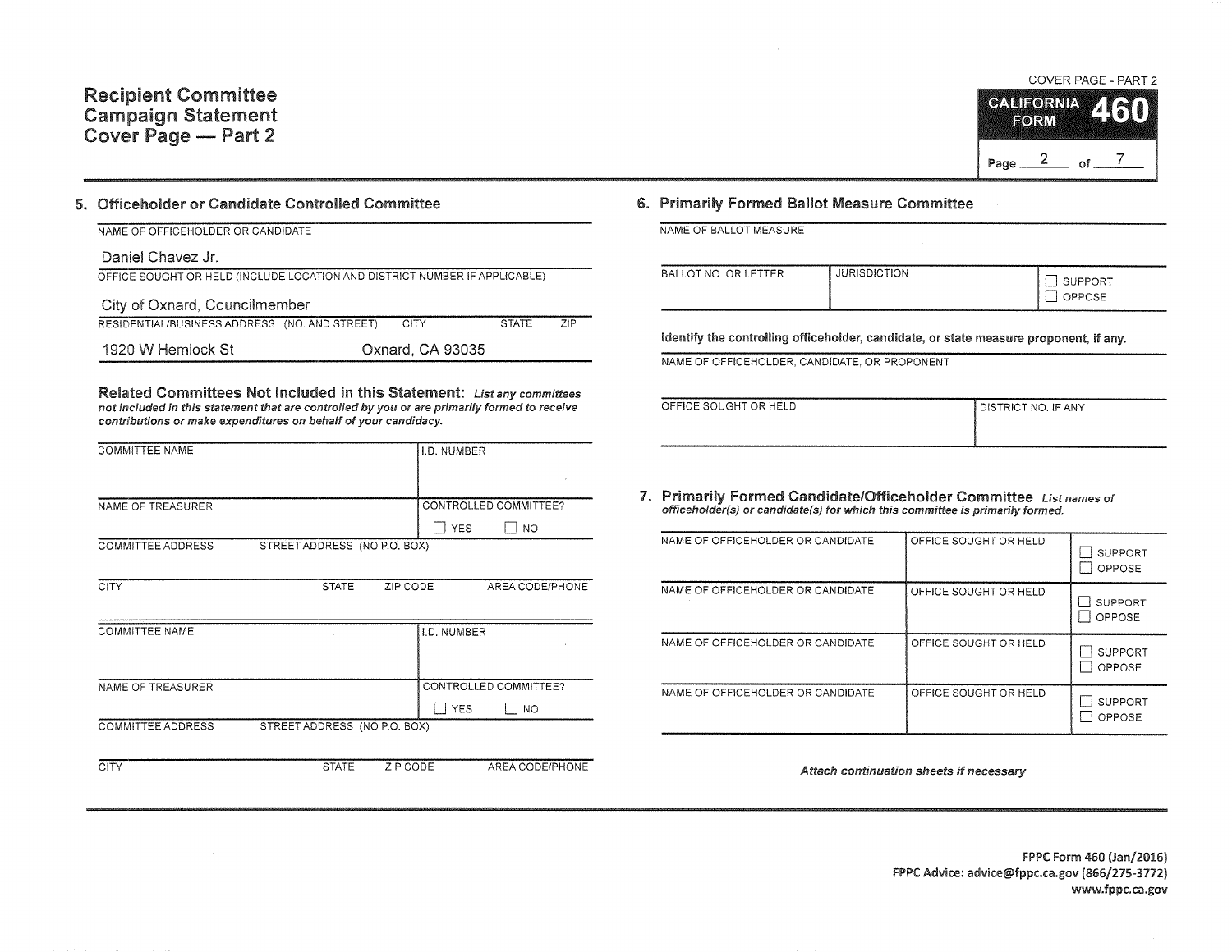# Recipient Committee Campaign Statement Cover Page — Part 2

COVER PAGE - PART 2

**CALIFORNIA FORM 460**

## 5. Officeholder or Candidate Controlled Committee

NAME OF OFFICEHOLDER OR CANDIDATE

Daniel Chavez Jr.

OFFICE SOUGHT OR HELD (INCLUDE LOCATION AND DISTRICT NUMBER IF APPLICABLE)

City of Oxnard, Councilmember

| RESIDENTIAL/BUSINESS ADDRESS (NO. AND STREET) | CITY | STATE | ZIP |
| --- | --- | --- | --- |
| 1920 W Hemlock St | Oxnard, CA 93035 | | |

**Related Committees Not Included in this Statement:** *List any committees not included in this statement that are controlled by you or are primarily formed to receive contributions or make expenditures on behalf of your candidacy.*

| COMMITTEE NAME | I.D. NUMBER | | |
| --- | --- | --- | --- |
| | | | |
| NAME OF TREASURER | CONTROLLED COMMITTEE? ☐ YES ☐ NO | | |
| COMMITTEE ADDRESS STREET ADDRESS (NO P.O. BOX) | | | |
| CITY | STATE | ZIP CODE | AREA CODE/PHONE |

| COMMITTEE NAME | I.D. NUMBER | | |
| --- | --- | --- | --- |
| | | | |
| NAME OF TREASURER | CONTROLLED COMMITTEE? ☐ YES ☐ NO | | |
| COMMITTEE ADDRESS STREET ADDRESS (NO P.O. BOX) | | | |
| CITY | STATE | ZIP CODE | AREA CODE/PHONE |

## 6. Primarily Formed Ballot Measure Committee

NAME OF BALLOT MEASURE

| BALLOT NO. OR LETTER | JURISDICTION | ☐ SUPPORT ☐ OPPOSE |
| --- | --- | --- |
| | | |

**Identify the controlling officeholder, candidate, or state measure proponent, if any.**

NAME OF OFFICEHOLDER, CANDIDATE, OR PROPONENT

| OFFICE SOUGHT OR HELD | DISTRICT NO. IF ANY |
| --- | --- |
| | |

## 7. Primarily Formed Candidate/Officeholder Committee

*List names of officeholder(s) or candidate(s) for which this committee is primarily formed.*

| NAME OF OFFICEHOLDER OR CANDIDATE | OFFICE SOUGHT OR HELD | |
| --- | --- | --- |
| | | ☐ SUPPORT ☐ OPPOSE |
| | | ☐ SUPPORT ☐ OPPOSE |
| | | ☐ SUPPORT ☐ OPPOSE |
| | | ☐ SUPPORT ☐ OPPOSE |

*Attach continuation sheets if necessary*

FPPC Form 460 (Jan/2016)
FPPC Advice: advice@fppc.ca.gov (866/275-3772)
www.fppc.ca.gov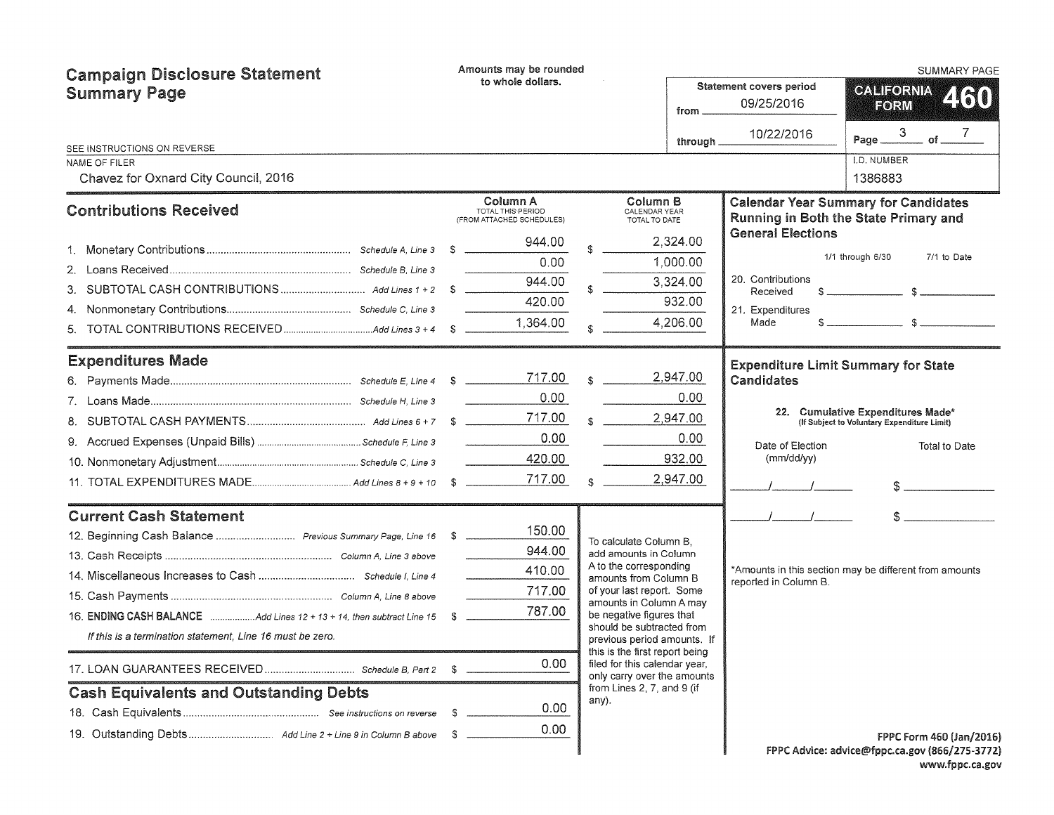# Campaign Disclosure Statement Summary Page

Amounts may be rounded to whole dollars.

**SUMMARY PAGE**

**CALIFORNIA FORM 460**

Statement covers period from 09/25/2016 through 10/22/2016

SEE INSTRUCTIONS ON REVERSE

NAME OF FILER: Chavez for Oxnard City Council, 2016

I.D. NUMBER: 1386883

## Contributions Received

| | | Column A TOTAL THIS PERIOD (FROM ATTACHED SCHEDULES) | Column B CALENDAR YEAR TOTAL TO DATE |
|---|---|---|---|
| 1. Monetary Contributions | Schedule A, Line 3 | $ 944.00 | $ 2,324.00 |
| 2. Loans Received | Schedule B, Line 3 | 0.00 | 1,000.00 |
| 3. SUBTOTAL CASH CONTRIBUTIONS | Add Lines 1 + 2 | $ 944.00 | $ 3,324.00 |
| 4. Nonmonetary Contributions | Schedule C, Line 3 | 420.00 | 932.00 |
| 5. TOTAL CONTRIBUTIONS RECEIVED | Add Lines 3 + 4 | $ 1,364.00 | $ 4,206.00 |

## Expenditures Made

| | | Column A | Column B |
|---|---|---|---|
| 6. Payments Made | Schedule E, Line 4 | $ 717.00 | $ 2,947.00 |
| 7. Loans Made | Schedule H, Line 3 | 0.00 | 0.00 |
| 8. SUBTOTAL CASH PAYMENTS | Add Lines 6 + 7 | $ 717.00 | $ 2,947.00 |
| 9. Accrued Expenses (Unpaid Bills) | Schedule F, Line 3 | 0.00 | 0.00 |
| 10. Nonmonetary Adjustment | Schedule C, Line 3 | 420.00 | 932.00 |
| 11. TOTAL EXPENDITURES MADE | Add Lines 8 + 9 + 10 | $ 717.00 | $ 2,947.00 |

## Current Cash Statement

| | | |
|---|---|---|
| 12. Beginning Cash Balance | Previous Summary Page, Line 16 | $ 150.00 |
| 13. Cash Receipts | Column A, Line 3 above | 944.00 |
| 14. Miscellaneous Increases to Cash | Schedule I, Line 4 | 410.00 |
| 15. Cash Payments | Column A, Line 8 above | 717.00 |
| 16. **ENDING CASH BALANCE** | Add Lines 12 + 13 + 14, then subtract Line 15 | $ 787.00 |

*If this is a termination statement, Line 16 must be zero.*

| | | |
|---|---|---|
| 17. LOAN GUARANTEES RECEIVED | Schedule B, Part 2 | $ 0.00 |

## Cash Equivalents and Outstanding Debts

| | | |
|---|---|---|
| 18. Cash Equivalents | See instructions on reverse | $ 0.00 |
| 19. Outstanding Debts | Add Line 2 + Line 9 in Column B above | $ 0.00 |

To calculate Column B, add amounts in Column A to the corresponding amounts from Column B of your last report. Some amounts in Column A may be negative figures that should be subtracted from previous period amounts. If this is the first report being filed for this calendar year, only carry over the amounts from Lines 2, 7, and 9 (if any).

## Calendar Year Summary for Candidates Running in Both the State Primary and General Elections

| | 1/1 through 6/30 | 7/1 to Date |
|---|---|---|
| 20. Contributions Received | $ | $ |
| 21. Expenditures Made | $ | $ |

## Expenditure Limit Summary for State Candidates

**22. Cumulative Expenditures Made*** (If Subject to Voluntary Expenditure Limit)

| Date of Election (mm/dd/yy) | Total to Date |
|---|---|
| / / | $ |
| / / | $ |

*Amounts in this section may be different from amounts reported in Column B.

FPPC Form 460 (Jan/2016)
FPPC Advice: advice@fppc.ca.gov (866/275-3772)
www.fppc.ca.gov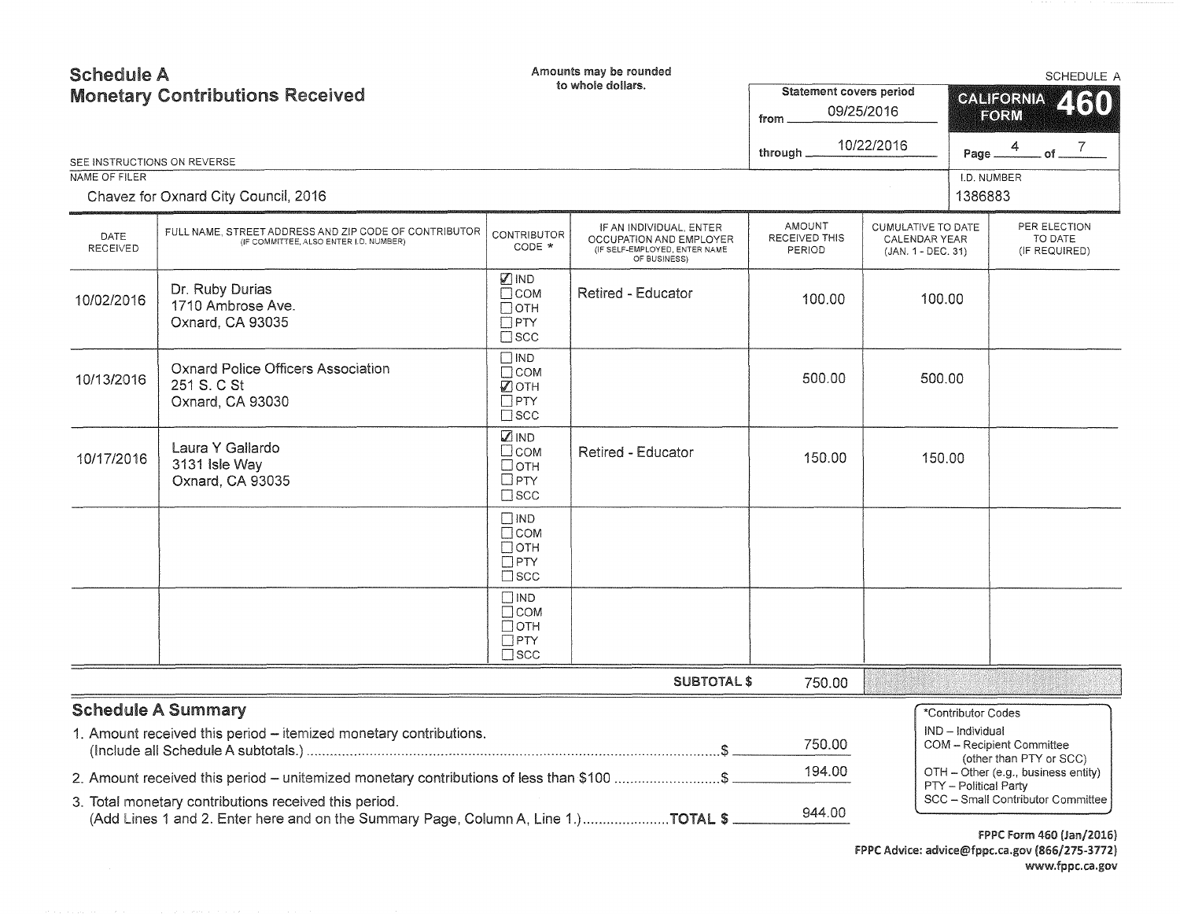# Schedule A
## Monetary Contributions Received

Amounts may be rounded to whole dollars.

SCHEDULE A

**CALIFORNIA FORM 460**

Statement covers period from 09/25/2016 through 10/22/2016

SEE INSTRUCTIONS ON REVERSE

NAME OF FILER: Chavez for Oxnard City Council, 2016

I.D. NUMBER: 1386883

| DATE RECEIVED | FULL NAME, STREET ADDRESS AND ZIP CODE OF CONTRIBUTOR (IF COMMITTEE, ALSO ENTER I.D. NUMBER) | CONTRIBUTOR CODE * | IF AN INDIVIDUAL, ENTER OCCUPATION AND EMPLOYER (IF SELF-EMPLOYED, ENTER NAME OF BUSINESS) | AMOUNT RECEIVED THIS PERIOD | CUMULATIVE TO DATE CALENDAR YEAR (JAN. 1 - DEC. 31) | PER ELECTION TO DATE (IF REQUIRED) |
|---|---|---|---|---|---|---|
| 10/02/2016 | Dr. Ruby Durias<br>1710 Ambrose Ave.<br>Oxnard, CA 93035 | ☑ IND<br>☐ COM<br>☐ OTH<br>☐ PTY<br>☐ SCC | Retired - Educator | 100.00 | 100.00 | |
| 10/13/2016 | Oxnard Police Officers Association<br>251 S. C St<br>Oxnard, CA 93030 | ☐ IND<br>☐ COM<br>☑ OTH<br>☐ PTY<br>☐ SCC | | 500.00 | 500.00 | |
| 10/17/2016 | Laura Y Gallardo<br>3131 Isle Way<br>Oxnard, CA 93035 | ☑ IND<br>☐ COM<br>☐ OTH<br>☐ PTY<br>☐ SCC | Retired - Educator | 150.00 | 150.00 | |
| | | ☐ IND<br>☐ COM<br>☐ OTH<br>☐ PTY<br>☐ SCC | | | | |
| | | ☐ IND<br>☐ COM<br>☐ OTH<br>☐ PTY<br>☐ SCC | | | | |
| | | | **SUBTOTAL $** | 750.00 | | |

## Schedule A Summary

1. Amount received this period – itemized monetary contributions. (Include all Schedule A subtotals.) ........ $ 750.00
2. Amount received this period – unitemized monetary contributions of less than $100 ........ $ 194.00
3. Total monetary contributions received this period. (Add Lines 1 and 2. Enter here and on the Summary Page, Column A, Line 1.) ........ **TOTAL $** 944.00

*Contributor Codes
- IND – Individual
- COM – Recipient Committee (other than PTY or SCC)
- OTH – Other (e.g., business entity)
- PTY – Political Party
- SCC – Small Contributor Committee

FPPC Form 460 (Jan/2016)
FPPC Advice: advice@fppc.ca.gov (866/275-3772)
www.fppc.ca.gov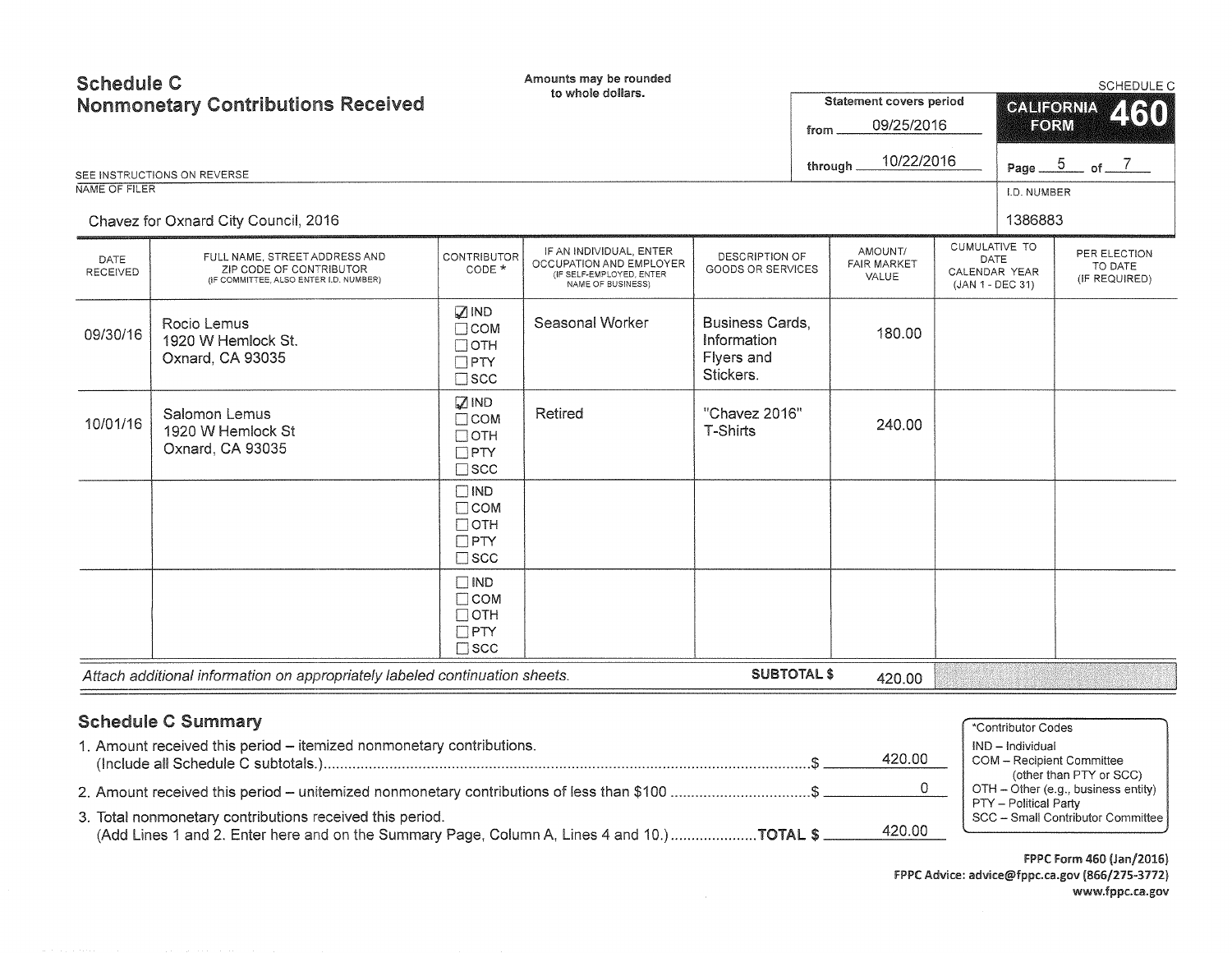# Schedule C
## Nonmonetary Contributions Received

Amounts may be rounded to whole dollars.

SCHEDULE C

**CALIFORNIA FORM 460**

Statement covers period from 09/25/2016 through 10/22/2016

Page 5 of 7

SEE INSTRUCTIONS ON REVERSE

NAME OF FILER: Chavez for Oxnard City Council, 2016

I.D. NUMBER: 1386883

| DATE RECEIVED | FULL NAME, STREET ADDRESS AND ZIP CODE OF CONTRIBUTOR (IF COMMITTEE, ALSO ENTER I.D. NUMBER) | CONTRIBUTOR CODE * | IF AN INDIVIDUAL, ENTER OCCUPATION AND EMPLOYER (IF SELF-EMPLOYED, ENTER NAME OF BUSINESS) | DESCRIPTION OF GOODS OR SERVICES | AMOUNT/ FAIR MARKET VALUE | CUMULATIVE TO DATE CALENDAR YEAR (JAN 1 - DEC 31) | PER ELECTION TO DATE (IF REQUIRED) |
|---|---|---|---|---|---|---|---|
| 09/30/16 | Rocio Lemus<br>1920 W Hemlock St.<br>Oxnard, CA 93035 | ☑ IND ☐ COM ☐ OTH ☐ PTY ☐ SCC | Seasonal Worker | Business Cards, Information Flyers and Stickers. | 180.00 | | |
| 10/01/16 | Salomon Lemus<br>1920 W Hemlock St<br>Oxnard, CA 93035 | ☑ IND ☐ COM ☐ OTH ☐ PTY ☐ SCC | Retired | "Chavez 2016" T-Shirts | 240.00 | | |
| | | ☐ IND ☐ COM ☐ OTH ☐ PTY ☐ SCC | | | | | |
| | | ☐ IND ☐ COM ☐ OTH ☐ PTY ☐ SCC | | | | | |

*Attach additional information on appropriately labeled continuation sheets.* **SUBTOTAL $** 420.00

## Schedule C Summary

1. Amount received this period – itemized nonmonetary contributions. (Include all Schedule C subtotals.) ........ $ 420.00
2. Amount received this period – unitemized nonmonetary contributions of less than $100 ........ $ 0
3. Total nonmonetary contributions received this period. (Add Lines 1 and 2. Enter here and on the Summary Page, Column A, Lines 4 and 10.) ........ **TOTAL $** 420.00

*Contributor Codes
- IND – Individual
- COM – Recipient Committee (other than PTY or SCC)
- OTH – Other (e.g., business entity)
- PTY – Political Party
- SCC – Small Contributor Committee

FPPC Form 460 (Jan/2016)
FPPC Advice: advice@fppc.ca.gov (866/275-3772)
www.fppc.ca.gov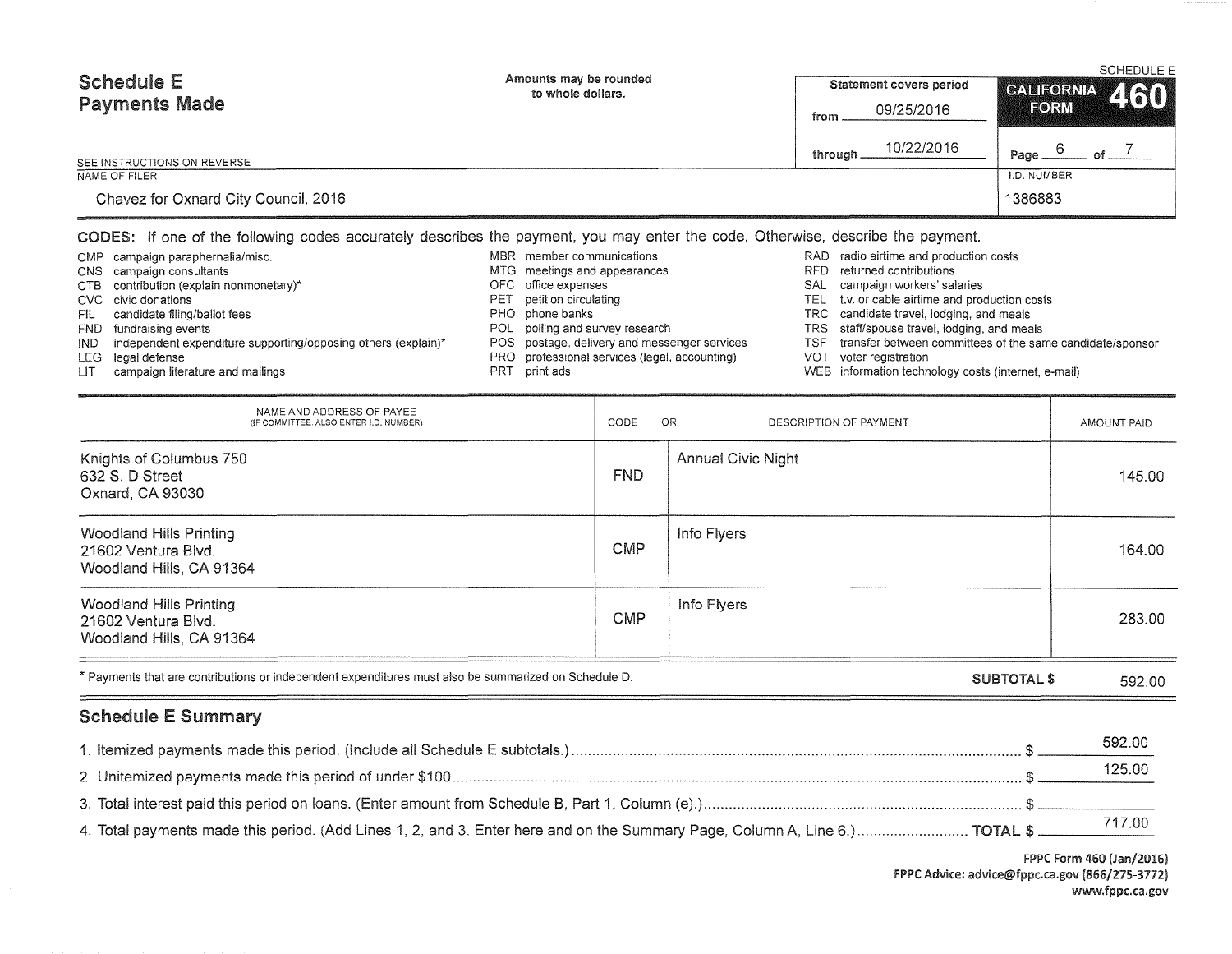# Schedule E
## Payments Made

Amounts may be rounded to whole dollars.

SEE INSTRUCTIONS ON REVERSE

| Statement covers period | |
|---|---|
| from | 09/25/2016 |
| through | 10/22/2016 |

SCHEDULE E

**CALIFORNIA FORM 460**

Page 6 of 7

| NAME OF FILER | I.D. NUMBER |
|---|---|
| Chavez for Oxnard City Council, 2016 | 1386883 |

**CODES:** If one of the following codes accurately describes the payment, you may enter the code. Otherwise, describe the payment.

- CMP campaign paraphernalia/misc.
- CNS campaign consultants
- CTB contribution (explain nonmonetary)*
- CVC civic donations
- FIL candidate filing/ballot fees
- FND fundraising events
- IND independent expenditure supporting/opposing others (explain)*
- LEG legal defense
- LIT campaign literature and mailings
- MBR member communications
- MTG meetings and appearances
- OFC office expenses
- PET petition circulating
- PHO phone banks
- POL polling and survey research
- POS postage, delivery and messenger services
- PRO professional services (legal, accounting)
- PRT print ads
- RAD radio airtime and production costs
- RFD returned contributions
- SAL campaign workers' salaries
- TEL t.v. or cable airtime and production costs
- TRC candidate travel, lodging, and meals
- TRS staff/spouse travel, lodging, and meals
- TSF transfer between committees of the same candidate/sponsor
- VOT voter registration
- WEB information technology costs (internet, e-mail)

| NAME AND ADDRESS OF PAYEE (IF COMMITTEE, ALSO ENTER I.D. NUMBER) | CODE | DESCRIPTION OF PAYMENT | AMOUNT PAID |
|---|---|---|---|
| Knights of Columbus 750<br>632 S. D Street<br>Oxnard, CA 93030 | FND | Annual Civic Night | 145.00 |
| Woodland Hills Printing<br>21602 Ventura Blvd.<br>Woodland Hills, CA 91364 | CMP | Info Flyers | 164.00 |
| Woodland Hills Printing<br>21602 Ventura Blvd.<br>Woodland Hills, CA 91364 | CMP | Info Flyers | 283.00 |
| | | **SUBTOTAL $** | 592.00 |

* Payments that are contributions or independent expenditures must also be summarized on Schedule D.

## Schedule E Summary

1. Itemized payments made this period. (Include all Schedule E subtotals.) $ 592.00
2. Unitemized payments made this period of under $100 $ 125.00
3. Total interest paid this period on loans. (Enter amount from Schedule B, Part 1, Column (e).) $
4. Total payments made this period. (Add Lines 1, 2, and 3. Enter here and on the Summary Page, Column A, Line 6.) **TOTAL $** 717.00

FPPC Form 460 (Jan/2016)
FPPC Advice: advice@fppc.ca.gov (866/275-3772)
www.fppc.ca.gov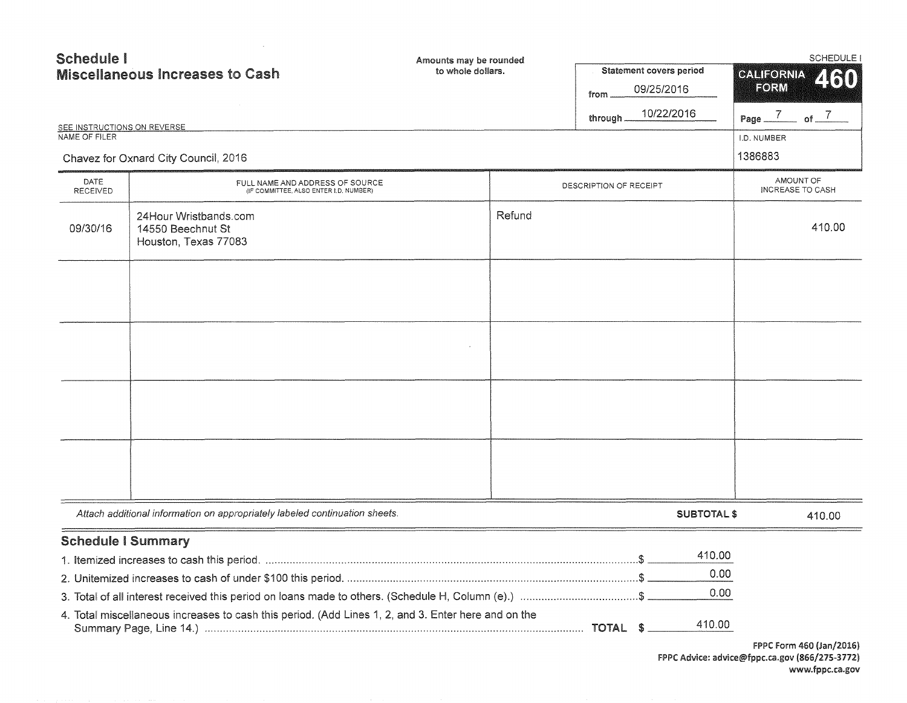# Schedule I
## Miscellaneous Increases to Cash

Amounts may be rounded to whole dollars.

Statement covers period from 09/25/2016 through 10/22/2016

SCHEDULE I
CALIFORNIA FORM 460

Page 7 of 7

SEE INSTRUCTIONS ON REVERSE

NAME OF FILER: Chavez for Oxnard City Council, 2016

I.D. NUMBER: 1386883

| DATE RECEIVED | FULL NAME AND ADDRESS OF SOURCE (IF COMMITTEE, ALSO ENTER I.D. NUMBER) | DESCRIPTION OF RECEIPT | AMOUNT OF INCREASE TO CASH |
|---|---|---|---|
| 09/30/16 | 24Hour Wristbands.com<br>14550 Beechnut St<br>Houston, Texas 77083 | Refund | 410.00 |
| | | | |
| | | | |
| | | | |
| | | | |

*Attach additional information on appropriately labeled continuation sheets.*

**SUBTOTAL $** 410.00

### Schedule I Summary

1. Itemized increases to cash this period. ............ $ 410.00
2. Unitemized increases to cash of under $100 this period. ............ $ 0.00
3. Total of all interest received this period on loans made to others. (Schedule H, Column (e).) ............ $ 0.00
4. Total miscellaneous increases to cash this period. (Add Lines 1, 2, and 3. Enter here and on the Summary Page, Line 14.) ............ **TOTAL $** 410.00

FPPC Form 460 (Jan/2016)
FPPC Advice: advice@fppc.ca.gov (866/275-3772)
www.fppc.ca.gov